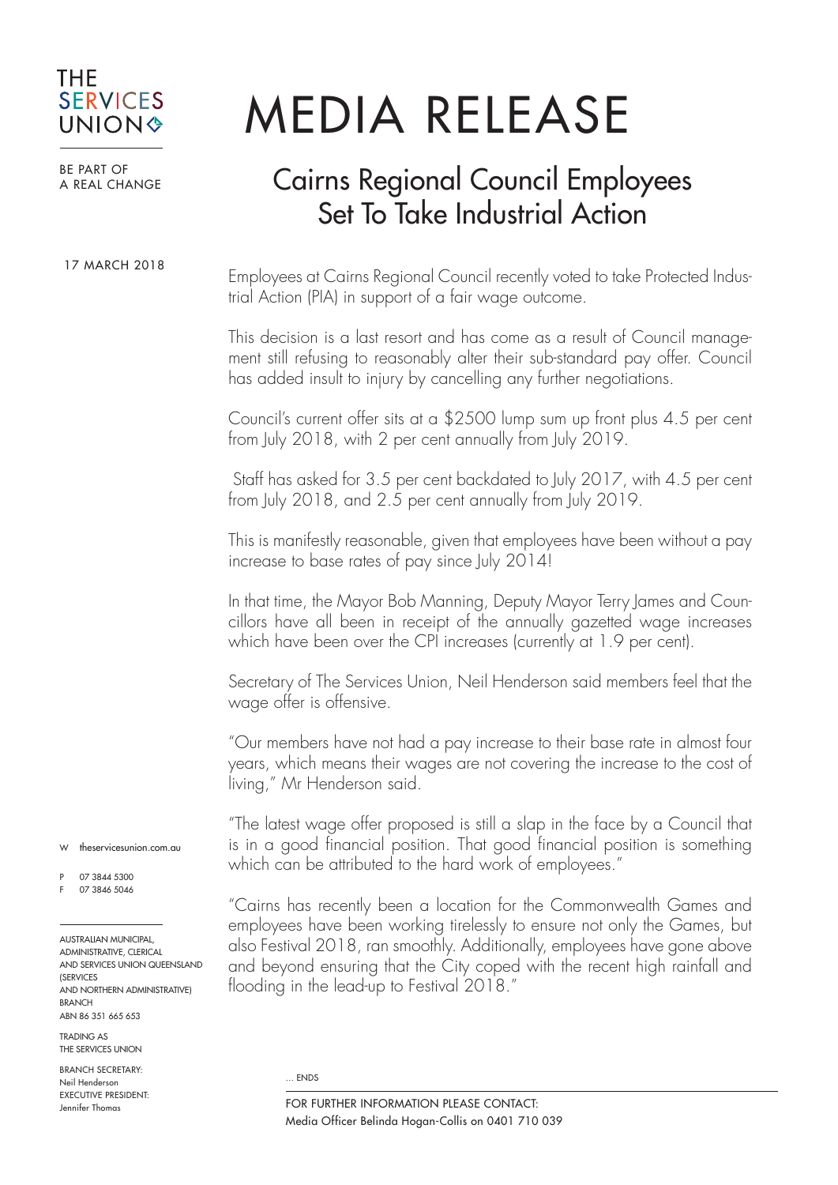THE SERVICES UNION

BE PART OF A REAL CHANGE

# MEDIA RELEASE

## Cairns Regional Council Employees Set To Take Industrial Action

17 MARCH 2018

Employees at Cairns Regional Council recently voted to take Protected Industrial Action (PIA) in support of a fair wage outcome.

This decision is a last resort and has come as a result of Council management still refusing to reasonably alter their sub-standard pay offer. Council has added insult to injury by cancelling any further negotiations.

Council's current offer sits at a $2500 lump sum up front plus 4.5 per cent from July 2018, with 2 per cent annually from July 2019.

Staff has asked for 3.5 per cent backdated to July 2017, with 4.5 per cent from July 2018, and 2.5 per cent annually from July 2019.

This is manifestly reasonable, given that employees have been without a pay increase to base rates of pay since July 2014!

In that time, the Mayor Bob Manning, Deputy Mayor Terry James and Councillors have all been in receipt of the annually gazetted wage increases which have been over the CPI increases (currently at 1.9 per cent).

Secretary of The Services Union, Neil Henderson said members feel that the wage offer is offensive.

"Our members have not had a pay increase to their base rate in almost four years, which means their wages are not covering the increase to the cost of living," Mr Henderson said.

"The latest wage offer proposed is still a slap in the face by a Council that is in a good financial position. That good financial position is something which can be attributed to the hard work of employees."

"Cairns has recently been a location for the Commonwealth Games and employees have been working tirelessly to ensure not only the Games, but also Festival 2018, ran smoothly. Additionally, employees have gone above and beyond ensuring that the City coped with the recent high rainfall and flooding in the lead-up to Festival 2018."

... ENDS

FOR FURTHER INFORMATION PLEASE CONTACT:
Media Officer Belinda Hogan-Collis on 0401 710 039

W theservicesunion.com.au

P 07 3844 5300
F 07 3846 5046

AUSTRALIAN MUNICIPAL, ADMINISTRATIVE, CLERICAL AND SERVICES UNION QUEENSLAND (SERVICES AND NORTHERN ADMINISTRATIVE) BRANCH
ABN 86 351 665 653

TRADING AS THE SERVICES UNION

BRANCH SECRETARY:
Neil Henderson
EXECUTIVE PRESIDENT:
Jennifer Thomas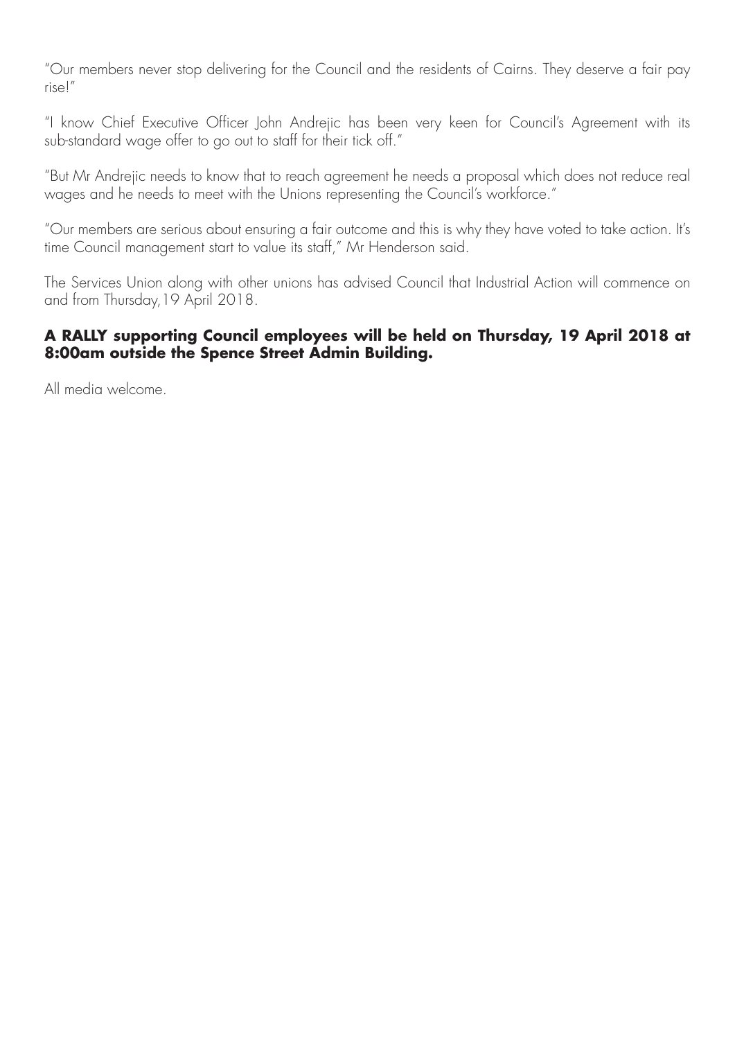"Our members never stop delivering for the Council and the residents of Cairns. They deserve a fair pay rise!"

"I know Chief Executive Officer John Andrejic has been very keen for Council's Agreement with its sub-standard wage offer to go out to staff for their tick off."

"But Mr Andrejic needs to know that to reach agreement he needs a proposal which does not reduce real wages and he needs to meet with the Unions representing the Council's workforce."

"Our members are serious about ensuring a fair outcome and this is why they have voted to take action. It's time Council management start to value its staff," Mr Henderson said.

The Services Union along with other unions has advised Council that Industrial Action will commence on and from Thursday, 19 April 2018.

**A RALLY supporting Council employees will be held on Thursday, 19 April 2018 at 8:00am outside the Spence Street Admin Building.**

All media welcome.